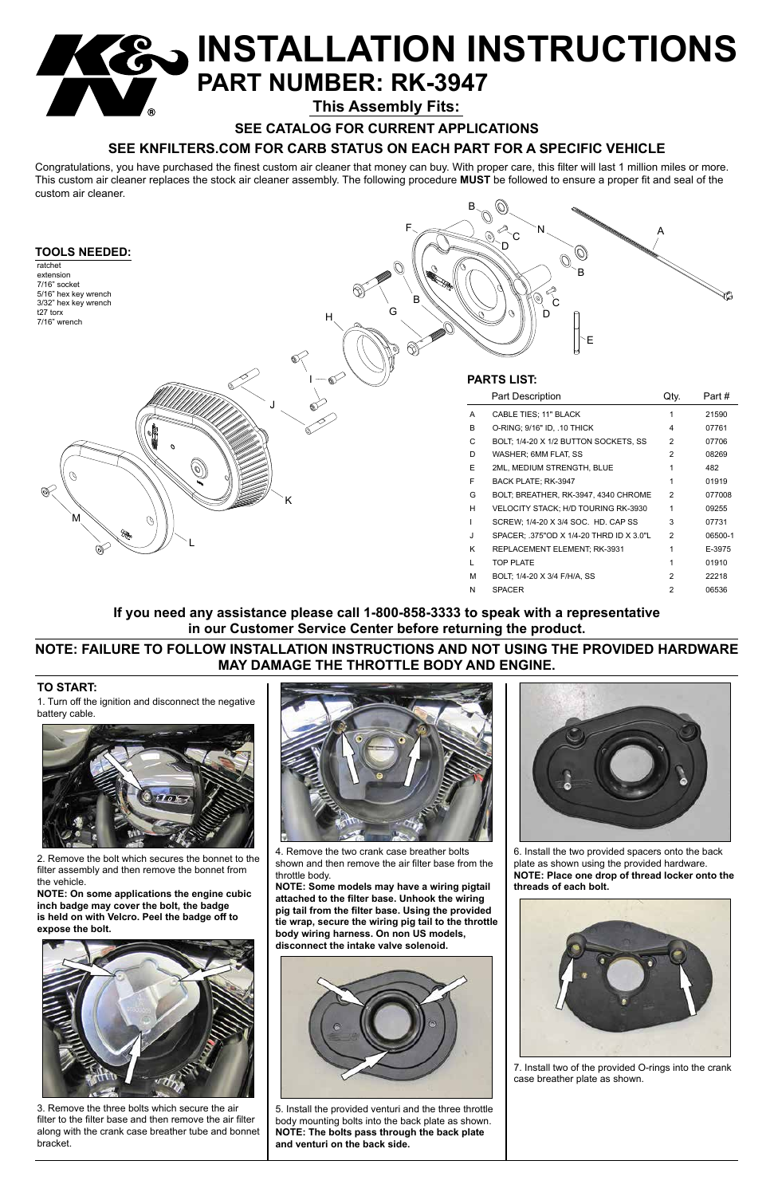# INSTALLATION INSTRUCTIONS

## PART NUMBER: RK-3947

**This Assembly Fits:**

**SEE CATALOG FOR CURRENT APPLICATIONS**

**SEE KNFILTERS.COM FOR CARB STATUS ON EACH PART FOR A SPECIFIC VEHICLE**

Congratulations, you have purchased the finest custom air cleaner that money can buy. With proper care, this filter will last 1 million miles or more. This custom air cleaner replaces the stock air cleaner assembly. The following procedure **MUST** be followed to ensure a proper fit and seal of the custom air cleaner.

### TOOLS NEEDED:

- ratchet
- extension
- 7/16" socket
- 5/16" hex key wrench
- 3/32" hex key wrench
- t27 torx
- 7/16" wrench

### PARTS LIST:

| | Part Description | Qty. | Part # |
|---|---|---|---|
| A | CABLE TIES; 11" BLACK | 1 | 21590 |
| B | O-RING; 9/16" ID, .10 THICK | 4 | 07761 |
| C | BOLT; 1/4-20 X 1/2 BUTTON SOCKETS, SS | 2 | 07706 |
| D | WASHER; 6MM FLAT, SS | 2 | 08269 |
| E | 2ML, MEDIUM STRENGTH, BLUE | 1 | 482 |
| F | BACK PLATE; RK-3947 | 1 | 01919 |
| G | BOLT; BREATHER, RK-3947, 4340 CHROME | 2 | 077008 |
| H | VELOCITY STACK; H/D TOURING RK-3930 | 1 | 09255 |
| I | SCREW; 1/4-20 X 3/4 SOC. HD. CAP SS | 3 | 07731 |
| J | SPACER; .375"OD X 1/4-20 THRD ID X 3.0"L | 2 | 06500-1 |
| K | REPLACEMENT ELEMENT; RK-3931 | 1 | E-3975 |
| L | TOP PLATE | 1 | 01910 |
| M | BOLT; 1/4-20 X 3/4 F/H/A, SS | 2 | 22218 |
| N | SPACER | 2 | 06536 |

**If you need any assistance please call 1-800-858-3333 to speak with a representative in our Customer Service Center before returning the product.**

**NOTE: FAILURE TO FOLLOW INSTALLATION INSTRUCTIONS AND NOT USING THE PROVIDED HARDWARE MAY DAMAGE THE THROTTLE BODY AND ENGINE.**

### TO START:

1. Turn off the ignition and disconnect the negative battery cable.

2. Remove the bolt which secures the bonnet to the filter assembly and then remove the bonnet from the vehicle.
**NOTE: On some applications the engine cubic inch badge may cover the bolt, the badge is held on with Velcro. Peel the badge off to expose the bolt.**

3. Remove the three bolts which secure the air filter to the filter base and then remove the air filter along with the crank case breather tube and bonnet bracket.

4. Remove the two crank case breather bolts shown and then remove the air filter base from the throttle body.
**NOTE: Some models may have a wiring pigtail attached to the filter base. Unhook the wiring pig tail from the filter base. Using the provided tie wrap, secure the wiring pig tail to the throttle body wiring harness. On non US models, disconnect the intake valve solenoid.**

5. Install the provided venturi and the three throttle body mounting bolts into the back plate as shown.
**NOTE: The bolts pass through the back plate and venturi on the back side.**

6. Install the two provided spacers onto the back plate as shown using the provided hardware.
**NOTE: Place one drop of thread locker onto the threads of each bolt.**

7. Install two of the provided O-rings into the crank case breather plate as shown.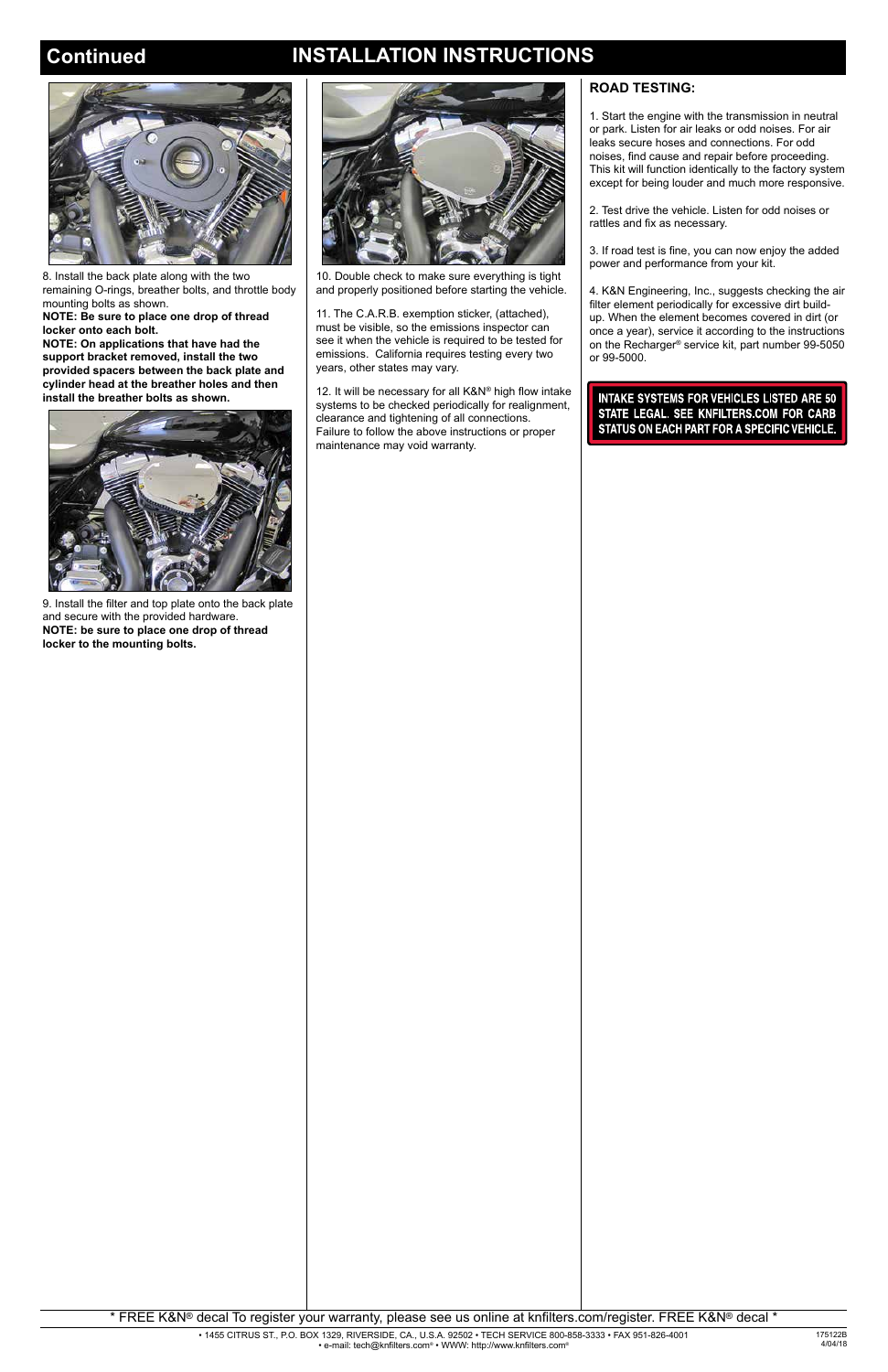# Continued INSTALLATION INSTRUCTIONS

8. Install the back plate along with the two remaining O-rings, breather bolts, and throttle body mounting bolts as shown.
**NOTE: Be sure to place one drop of thread locker onto each bolt.**
**NOTE: On applications that have had the support bracket removed, install the two provided spacers between the back plate and cylinder head at the breather holes and then install the breather bolts as shown.**

9. Install the filter and top plate onto the back plate and secure with the provided hardware.
**NOTE: be sure to place one drop of thread locker to the mounting bolts.**

10. Double check to make sure everything is tight and properly positioned before starting the vehicle.

11. The C.A.R.B. exemption sticker, (attached), must be visible, so the emissions inspector can see it when the vehicle is required to be tested for emissions. California requires testing every two years, other states may vary.

12. It will be necessary for all K&N® high flow intake systems to be checked periodically for realignment, clearance and tightening of all connections. Failure to follow the above instructions or proper maintenance may void warranty.

**ROAD TESTING:**

1. Start the engine with the transmission in neutral or park. Listen for air leaks or odd noises. For air leaks secure hoses and connections. For odd noises, find cause and repair before proceeding. This kit will function identically to the factory system except for being louder and much more responsive.

2. Test drive the vehicle. Listen for odd noises or rattles and fix as necessary.

3. If road test is fine, you can now enjoy the added power and performance from your kit.

4. K&N Engineering, Inc., suggests checking the air filter element periodically for excessive dirt build-up. When the element becomes covered in dirt (or once a year), service it according to the instructions on the Recharger® service kit, part number 99-5050 or 99-5000.

**INTAKE SYSTEMS FOR VEHICLES LISTED ARE 50 STATE LEGAL. SEE KNFILTERS.COM FOR CARB STATUS ON EACH PART FOR A SPECIFIC VEHICLE.**

* FREE K&N® decal To register your warranty, please see us online at knfilters.com/register. FREE K&N® decal *

• 1455 CITRUS ST., P.O. BOX 1329, RIVERSIDE, CA., U.S.A. 92502 • TECH SERVICE 800-858-3333 • FAX 951-826-4001
• e-mail: tech@knfilters.com® • WWW: http://www.knfilters.com®

175122B
4/04/18